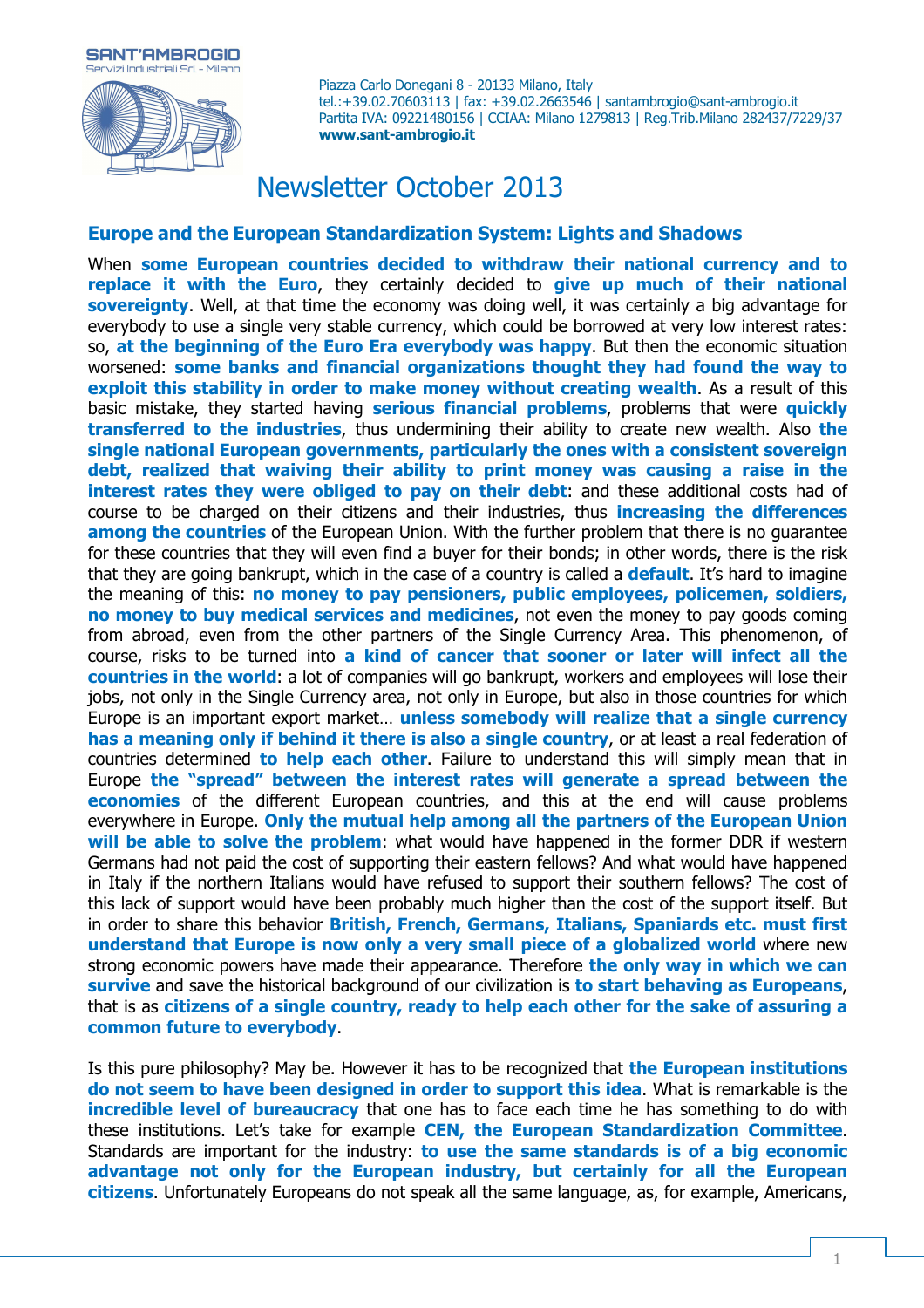SANT'AMBROGIO
Servizi Industriali Srl - Milano

Piazza Carlo Donegani 8 - 20133 Milano, Italy
tel.:+39.02.70603113 | fax: +39.02.2663546 | santambrogio@sant-ambrogio.it
Partita IVA: 09221480156 | CCIAA: Milano 1279813 | Reg.Trib.Milano 282437/7229/37
**www.sant-ambrogio.it**

# Newsletter October 2013

## Europe and the European Standardization System: Lights and Shadows

When **some European countries decided to withdraw their national currency and to replace it with the Euro**, they certainly decided to **give up much of their national sovereignty**. Well, at that time the economy was doing well, it was certainly a big advantage for everybody to use a single very stable currency, which could be borrowed at very low interest rates: so, **at the beginning of the Euro Era everybody was happy**. But then the economic situation worsened: **some banks and financial organizations thought they had found the way to exploit this stability in order to make money without creating wealth**. As a result of this basic mistake, they started having **serious financial problems**, problems that were **quickly transferred to the industries**, thus undermining their ability to create new wealth. Also **the single national European governments, particularly the ones with a consistent sovereign debt, realized that waiving their ability to print money was causing a raise in the interest rates they were obliged to pay on their debt**: and these additional costs had of course to be charged on their citizens and their industries, thus **increasing the differences among the countries** of the European Union. With the further problem that there is no guarantee for these countries that they will even find a buyer for their bonds; in other words, there is the risk that they are going bankrupt, which in the case of a country is called a **default**. It's hard to imagine the meaning of this: **no money to pay pensioners, public employees, policemen, soldiers, no money to buy medical services and medicines**, not even the money to pay goods coming from abroad, even from the other partners of the Single Currency Area. This phenomenon, of course, risks to be turned into **a kind of cancer that sooner or later will infect all the countries in the world**: a lot of companies will go bankrupt, workers and employees will lose their jobs, not only in the Single Currency area, not only in Europe, but also in those countries for which Europe is an important export market… **unless somebody will realize that a single currency has a meaning only if behind it there is also a single country**, or at least a real federation of countries determined **to help each other**. Failure to understand this will simply mean that in Europe **the "spread" between the interest rates will generate a spread between the economies** of the different European countries, and this at the end will cause problems everywhere in Europe. **Only the mutual help among all the partners of the European Union will be able to solve the problem**: what would have happened in the former DDR if western Germans had not paid the cost of supporting their eastern fellows? And what would have happened in Italy if the northern Italians would have refused to support their southern fellows? The cost of this lack of support would have been probably much higher than the cost of the support itself. But in order to share this behavior **British, French, Germans, Italians, Spaniards etc. must first understand that Europe is now only a very small piece of a globalized world** where new strong economic powers have made their appearance. Therefore **the only way in which we can survive** and save the historical background of our civilization is **to start behaving as Europeans**, that is as **citizens of a single country, ready to help each other for the sake of assuring a common future to everybody**.

Is this pure philosophy? May be. However it has to be recognized that **the European institutions do not seem to have been designed in order to support this idea**. What is remarkable is the **incredible level of bureaucracy** that one has to face each time he has something to do with these institutions. Let's take for example **CEN, the European Standardization Committee**. Standards are important for the industry: **to use the same standards is of a big economic advantage not only for the European industry, but certainly for all the European citizens**. Unfortunately Europeans do not speak all the same language, as, for example, Americans,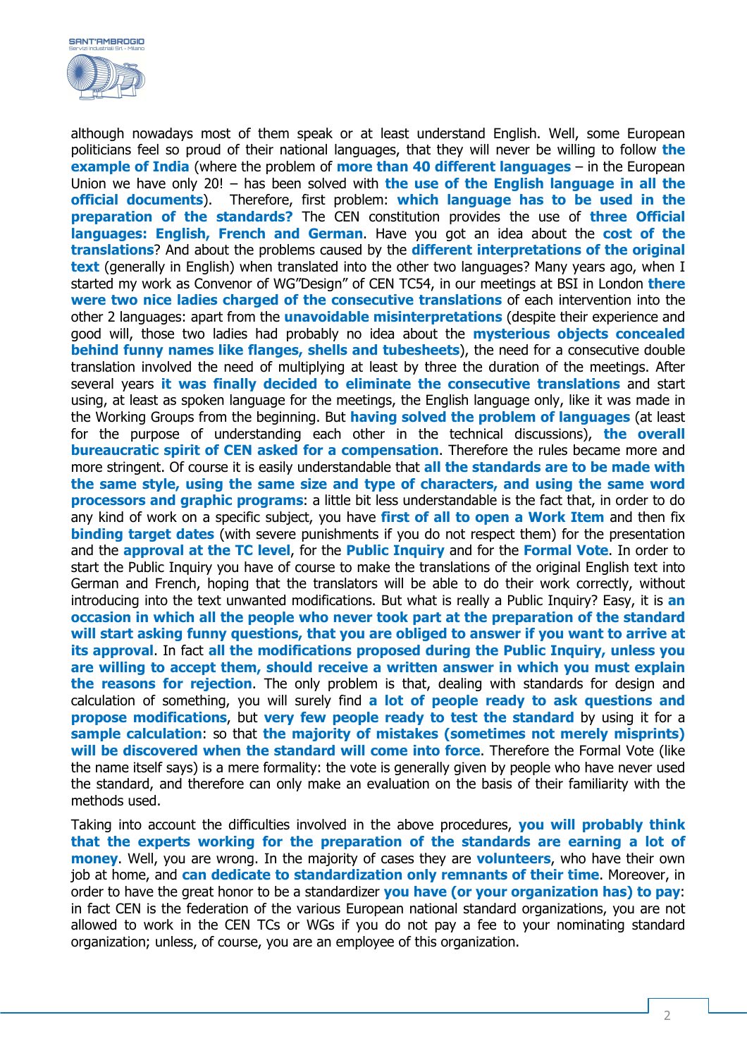although nowadays most of them speak or at least understand English. Well, some European politicians feel so proud of their national languages, that they will never be willing to follow **the example of India** (where the problem of **more than 40 different languages** – in the European Union we have only 20! – has been solved with **the use of the English language in all the official documents**). Therefore, first problem: **which language has to be used in the preparation of the standards?** The CEN constitution provides the use of **three Official languages: English, French and German**. Have you got an idea about the **cost of the translations**? And about the problems caused by the **different interpretations of the original text** (generally in English) when translated into the other two languages? Many years ago, when I started my work as Convenor of WG"Design" of CEN TC54, in our meetings at BSI in London **there were two nice ladies charged of the consecutive translations** of each intervention into the other 2 languages: apart from the **unavoidable misinterpretations** (despite their experience and good will, those two ladies had probably no idea about the **mysterious objects concealed behind funny names like flanges, shells and tubesheets**), the need for a consecutive double translation involved the need of multiplying at least by three the duration of the meetings. After several years **it was finally decided to eliminate the consecutive translations** and start using, at least as spoken language for the meetings, the English language only, like it was made in the Working Groups from the beginning. But **having solved the problem of languages** (at least for the purpose of understanding each other in the technical discussions), **the overall bureaucratic spirit of CEN asked for a compensation**. Therefore the rules became more and more stringent. Of course it is easily understandable that **all the standards are to be made with the same style, using the same size and type of characters, and using the same word processors and graphic programs**: a little bit less understandable is the fact that, in order to do any kind of work on a specific subject, you have **first of all to open a Work Item** and then fix **binding target dates** (with severe punishments if you do not respect them) for the presentation and the **approval at the TC level**, for the **Public Inquiry** and for the **Formal Vote**. In order to start the Public Inquiry you have of course to make the translations of the original English text into German and French, hoping that the translators will be able to do their work correctly, without introducing into the text unwanted modifications. But what is really a Public Inquiry? Easy, it is **an occasion in which all the people who never took part at the preparation of the standard will start asking funny questions, that you are obliged to answer if you want to arrive at its approval**. In fact **all the modifications proposed during the Public Inquiry, unless you are willing to accept them, should receive a written answer in which you must explain the reasons for rejection**. The only problem is that, dealing with standards for design and calculation of something, you will surely find **a lot of people ready to ask questions and propose modifications**, but **very few people ready to test the standard** by using it for a **sample calculation**: so that **the majority of mistakes (sometimes not merely misprints) will be discovered when the standard will come into force**. Therefore the Formal Vote (like the name itself says) is a mere formality: the vote is generally given by people who have never used the standard, and therefore can only make an evaluation on the basis of their familiarity with the methods used.

Taking into account the difficulties involved in the above procedures, **you will probably think that the experts working for the preparation of the standards are earning a lot of money**. Well, you are wrong. In the majority of cases they are **volunteers**, who have their own job at home, and **can dedicate to standardization only remnants of their time**. Moreover, in order to have the great honor to be a standardizer **you have (or your organization has) to pay**: in fact CEN is the federation of the various European national standard organizations, you are not allowed to work in the CEN TCs or WGs if you do not pay a fee to your nominating standard organization; unless, of course, you are an employee of this organization.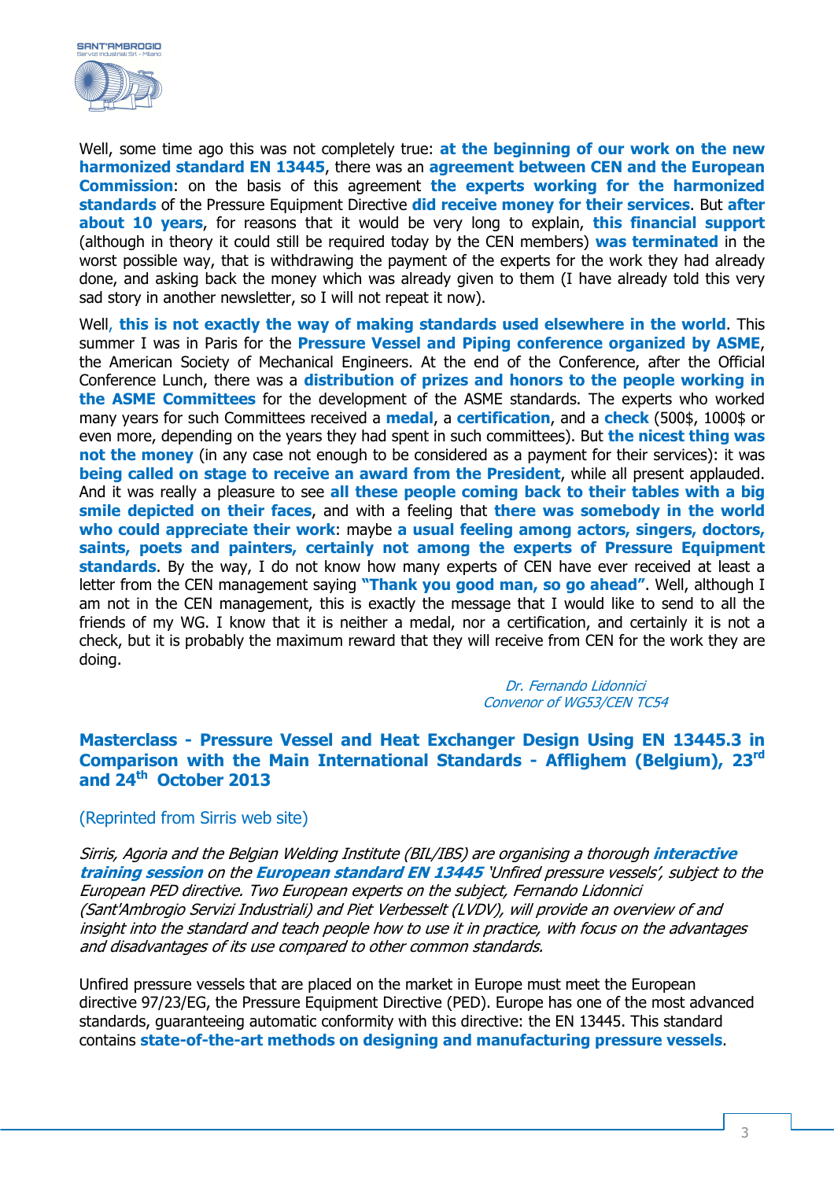Well, some time ago this was not completely true: **at the beginning of our work on the new harmonized standard EN 13445**, there was an **agreement between CEN and the European Commission**: on the basis of this agreement **the experts working for the harmonized standards** of the Pressure Equipment Directive **did receive money for their services**. But **after about 10 years**, for reasons that it would be very long to explain, **this financial support** (although in theory it could still be required today by the CEN members) **was terminated** in the worst possible way, that is withdrawing the payment of the experts for the work they had already done, and asking back the money which was already given to them (I have already told this very sad story in another newsletter, so I will not repeat it now).

Well, **this is not exactly the way of making standards used elsewhere in the world**. This summer I was in Paris for the **Pressure Vessel and Piping conference organized by ASME**, the American Society of Mechanical Engineers. At the end of the Conference, after the Official Conference Lunch, there was a **distribution of prizes and honors to the people working in the ASME Committees** for the development of the ASME standards. The experts who worked many years for such Committees received a **medal**, a **certification**, and a **check** (500$, 1000$ or even more, depending on the years they had spent in such committees). But **the nicest thing was not the money** (in any case not enough to be considered as a payment for their services): it was **being called on stage to receive an award from the President**, while all present applauded. And it was really a pleasure to see **all these people coming back to their tables with a big smile depicted on their faces**, and with a feeling that **there was somebody in the world who could appreciate their work**: maybe **a usual feeling among actors, singers, doctors, saints, poets and painters, certainly not among the experts of Pressure Equipment standards**. By the way, I do not know how many experts of CEN have ever received at least a letter from the CEN management saying **"Thank you good man, so go ahead"**. Well, although I am not in the CEN management, this is exactly the message that I would like to send to all the friends of my WG. I know that it is neither a medal, nor a certification, and certainly it is not a check, but it is probably the maximum reward that they will receive from CEN for the work they are doing.

*Dr. Fernando Lidonnici*
*Convenor of WG53/CEN TC54*

## Masterclass - Pressure Vessel and Heat Exchanger Design Using EN 13445.3 in Comparison with the Main International Standards - Afflighem (Belgium), 23rd and 24th October 2013

(Reprinted from Sirris web site)

*Sirris, Agoria and the Belgian Welding Institute (BIL/IBS) are organising a thorough* ***interactive training session*** *on the* ***European standard EN 13445*** *'Unfired pressure vessels', subject to the European PED directive. Two European experts on the subject, Fernando Lidonnici (Sant'Ambrogio Servizi Industriali) and Piet Verbesselt (LVDV), will provide an overview of and insight into the standard and teach people how to use it in practice, with focus on the advantages and disadvantages of its use compared to other common standards.*

Unfired pressure vessels that are placed on the market in Europe must meet the European directive 97/23/EG, the Pressure Equipment Directive (PED). Europe has one of the most advanced standards, guaranteeing automatic conformity with this directive: the EN 13445. This standard contains **state-of-the-art methods on designing and manufacturing pressure vessels**.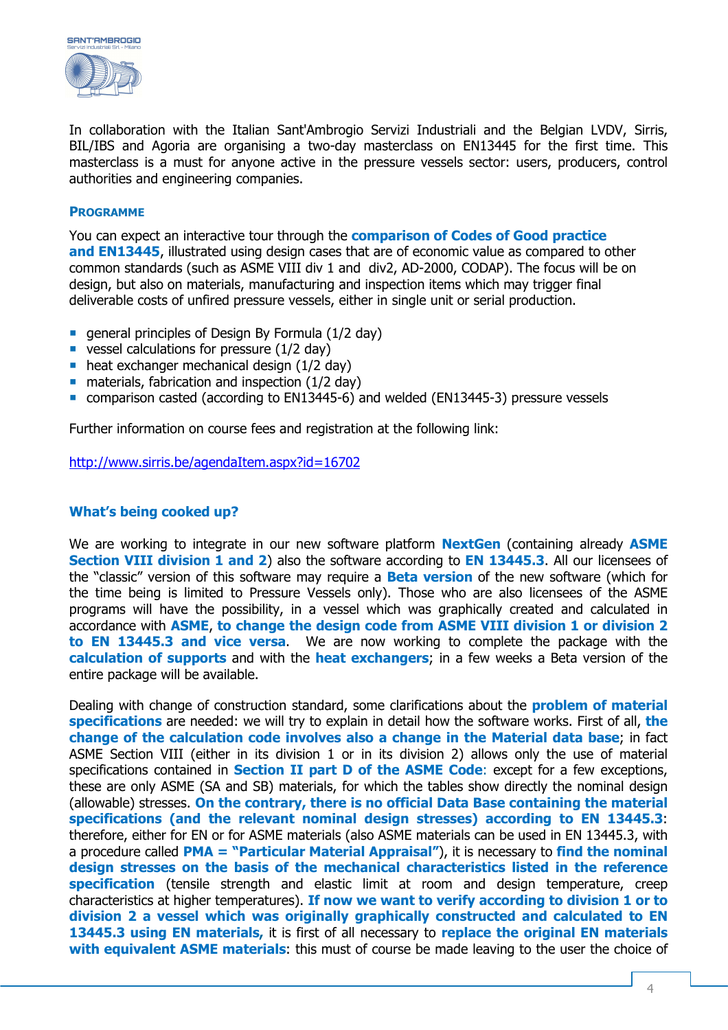In collaboration with the Italian Sant'Ambrogio Servizi Industriali and the Belgian LVDV, Sirris, BIL/IBS and Agoria are organising a two-day masterclass on EN13445 for the first time. This masterclass is a must for anyone active in the pressure vessels sector: users, producers, control authorities and engineering companies.

### PROGRAMME

You can expect an interactive tour through the **comparison of Codes of Good practice and EN13445**, illustrated using design cases that are of economic value as compared to other common standards (such as ASME VIII div 1 and div2, AD-2000, CODAP). The focus will be on design, but also on materials, manufacturing and inspection items which may trigger final deliverable costs of unfired pressure vessels, either in single unit or serial production.

- general principles of Design By Formula (1/2 day)
- vessel calculations for pressure (1/2 day)
- heat exchanger mechanical design (1/2 day)
- materials, fabrication and inspection (1/2 day)
- comparison casted (according to EN13445-6) and welded (EN13445-3) pressure vessels

Further information on course fees and registration at the following link:

http://www.sirris.be/agendaItem.aspx?id=16702

## What's being cooked up?

We are working to integrate in our new software platform **NextGen** (containing already **ASME Section VIII division 1 and 2**) also the software according to **EN 13445.3**. All our licensees of the "classic" version of this software may require a **Beta version** of the new software (which for the time being is limited to Pressure Vessels only). Those who are also licensees of the ASME programs will have the possibility, in a vessel which was graphically created and calculated in accordance with **ASME**, **to change the design code from ASME VIII division 1 or division 2 to EN 13445.3 and vice versa**. We are now working to complete the package with the **calculation of supports** and with the **heat exchangers**; in a few weeks a Beta version of the entire package will be available.

Dealing with change of construction standard, some clarifications about the **problem of material specifications** are needed: we will try to explain in detail how the software works. First of all, **the change of the calculation code involves also a change in the Material data base**; in fact ASME Section VIII (either in its division 1 or in its division 2) allows only the use of material specifications contained in **Section II part D of the ASME Code**: except for a few exceptions, these are only ASME (SA and SB) materials, for which the tables show directly the nominal design (allowable) stresses. **On the contrary, there is no official Data Base containing the material specifications (and the relevant nominal design stresses) according to EN 13445.3**: therefore, either for EN or for ASME materials (also ASME materials can be used in EN 13445.3, with a procedure called **PMA = "Particular Material Appraisal"**), it is necessary to **find the nominal design stresses on the basis of the mechanical characteristics listed in the reference specification** (tensile strength and elastic limit at room and design temperature, creep characteristics at higher temperatures). **If now we want to verify according to division 1 or to division 2 a vessel which was originally graphically constructed and calculated to EN 13445.3 using EN materials,** it is first of all necessary to **replace the original EN materials with equivalent ASME materials**: this must of course be made leaving to the user the choice of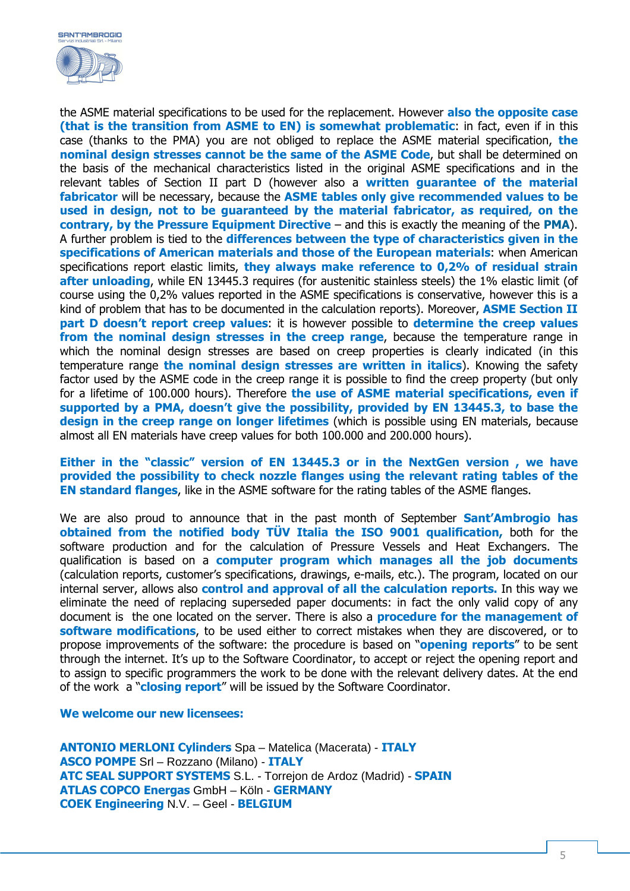the ASME material specifications to be used for the replacement. However **also the opposite case (that is the transition from ASME to EN) is somewhat problematic**: in fact, even if in this case (thanks to the PMA) you are not obliged to replace the ASME material specification, **the nominal design stresses cannot be the same of the ASME Code**, but shall be determined on the basis of the mechanical characteristics listed in the original ASME specifications and in the relevant tables of Section II part D (however also a **written guarantee of the material fabricator** will be necessary, because the **ASME tables only give recommended values to be used in design, not to be guaranteed by the material fabricator, as required, on the contrary, by the Pressure Equipment Directive** – and this is exactly the meaning of the **PMA**). A further problem is tied to the **differences between the type of characteristics given in the specifications of American materials and those of the European materials**: when American specifications report elastic limits, **they always make reference to 0,2% of residual strain after unloading**, while EN 13445.3 requires (for austenitic stainless steels) the 1% elastic limit (of course using the 0,2% values reported in the ASME specifications is conservative, however this is a kind of problem that has to be documented in the calculation reports). Moreover, **ASME Section II part D doesn't report creep values**: it is however possible to **determine the creep values from the nominal design stresses in the creep range**, because the temperature range in which the nominal design stresses are based on creep properties is clearly indicated (in this temperature range **the nominal design stresses are written in italics**). Knowing the safety factor used by the ASME code in the creep range it is possible to find the creep property (but only for a lifetime of 100.000 hours). Therefore **the use of ASME material specifications, even if supported by a PMA, doesn't give the possibility, provided by EN 13445.3, to base the design in the creep range on longer lifetimes** (which is possible using EN materials, because almost all EN materials have creep values for both 100.000 and 200.000 hours).

**Either in the "classic" version of EN 13445.3 or in the NextGen version , we have provided the possibility to check nozzle flanges using the relevant rating tables of the EN standard flanges**, like in the ASME software for the rating tables of the ASME flanges.

We are also proud to announce that in the past month of September **Sant'Ambrogio has obtained from the notified body TÜV Italia the ISO 9001 qualification,** both for the software production and for the calculation of Pressure Vessels and Heat Exchangers. The qualification is based on a **computer program which manages all the job documents** (calculation reports, customer's specifications, drawings, e-mails, etc.). The program, located on our internal server, allows also **control and approval of all the calculation reports.** In this way we eliminate the need of replacing superseded paper documents: in fact the only valid copy of any document is the one located on the server. There is also a **procedure for the management of software modifications**, to be used either to correct mistakes when they are discovered, or to propose improvements of the software: the procedure is based on "**opening reports**" to be sent through the internet. It's up to the Software Coordinator, to accept or reject the opening report and to assign to specific programmers the work to be done with the relevant delivery dates. At the end of the work a "**closing report**" will be issued by the Software Coordinator.

**We welcome our new licensees:**

**ANTONIO MERLONI Cylinders** Spa – Matelica (Macerata) - **ITALY**
**ASCO POMPE** Srl – Rozzano (Milano) - **ITALY**
**ATC SEAL SUPPORT SYSTEMS** S.L. - Torrejon de Ardoz (Madrid) - **SPAIN**
**ATLAS COPCO Energas** GmbH – Köln - **GERMANY**
**COEK Engineering** N.V. – Geel - **BELGIUM**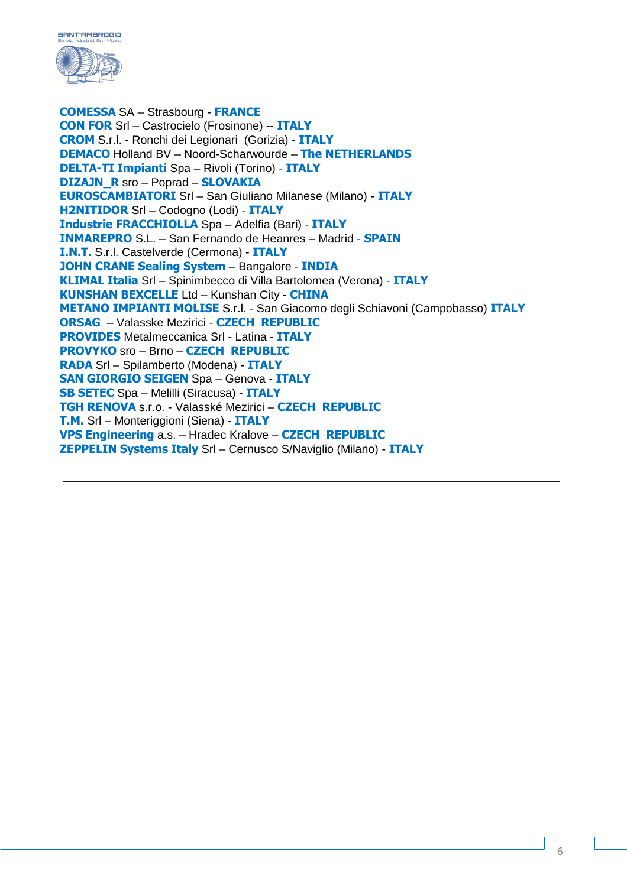**COMESSA** SA – Strasbourg - **FRANCE**
**CON FOR** Srl – Castrocielo (Frosinone) -- **ITALY**
**CROM** S.r.l. - Ronchi dei Legionari  (Gorizia) - **ITALY**
**DEMACO** Holland BV – Noord-Scharwourde – **The NETHERLANDS**
**DELTA-TI Impianti** Spa – Rivoli (Torino) - **ITALY**
**DIZAJN_R** sro – Poprad – **SLOVAKIA**
**EUROSCAMBIATORI** Srl – San Giuliano Milanese (Milano) - **ITALY**
**H2NITIDOR** Srl – Codogno (Lodi) - **ITALY**
**Industrie FRACCHIOLLA** Spa – Adelfia (Bari) - **ITALY**
**INMAREPRO** S.L. – San Fernando de Heanres – Madrid - **SPAIN**
**I.N.T.** S.r.l. Castelverde (Cermona) - **ITALY**
**JOHN CRANE Sealing System** – Bangalore - **INDIA**
**KLIMAL Italia** Srl – Spinimbecco di Villa Bartolomea (Verona) - **ITALY**
**KUNSHAN BEXCELLE** Ltd – Kunshan City - **CHINA**
**METANO IMPIANTI MOLISE** S.r.l. - San Giacomo degli Schiavoni (Campobasso) **ITALY**
**ORSAG**  – Valasske Mezirici - **CZECH  REPUBLIC**
**PROVIDES** Metalmeccanica Srl - Latina - **ITALY**
**PROVYKO** sro – Brno – **CZECH  REPUBLIC**
**RADA** Srl – Spilamberto (Modena) - **ITALY**
**SAN GIORGIO SEIGEN** Spa – Genova - **ITALY**
**SB SETEC** Spa – Melilli (Siracusa) - **ITALY**
**TGH RENOVA** s.r.o. - Valasské Mezirici – **CZECH  REPUBLIC**
**T.M.** Srl – Monteriggioni (Siena) - **ITALY**
**VPS Engineering** a.s. – Hradec Kralove – **CZECH  REPUBLIC**
**ZEPPELIN Systems Italy** Srl – Cernusco S/Naviglio (Milano) - **ITALY**